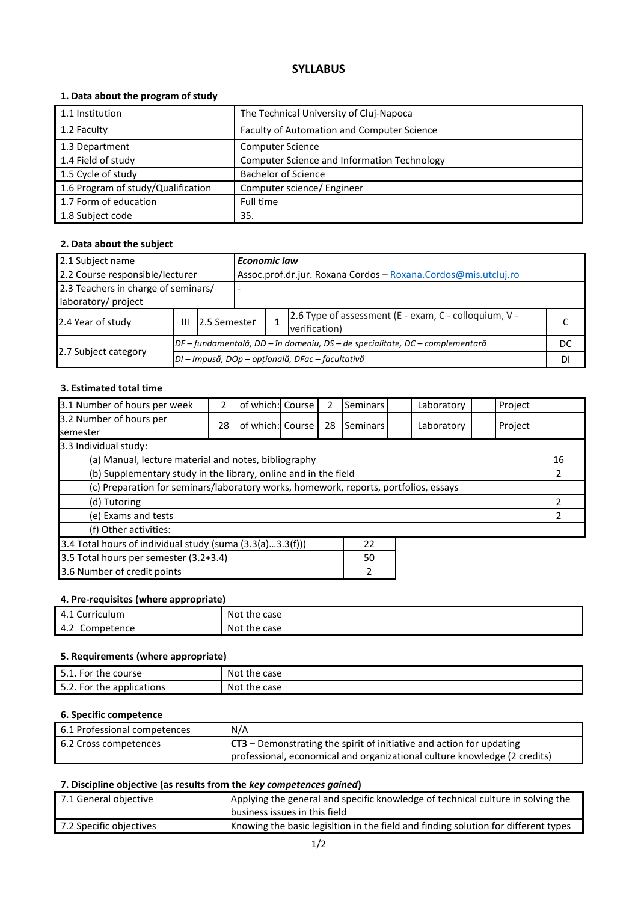# SYLLABUS

## 1. Data about the program of study

| | |
|---|---|
| 1.1 Institution | The Technical University of Cluj-Napoca |
| 1.2 Faculty | Faculty of Automation and Computer Science |
| 1.3 Department | Computer Science |
| 1.4 Field of study | Computer Science and Information Technology |
| 1.5 Cycle of study | Bachelor of Science |
| 1.6 Program of study/Qualification | Computer science/ Engineer |
| 1.7 Form of education | Full time |
| 1.8 Subject code | 35. |

## 2. Data about the subject

| | | | | | |
|---|---|---|---|---|---|
| 2.1 Subject name | ***Economic law*** | | | | |
| 2.2 Course responsible/lecturer | Assoc.prof.dr.jur. Roxana Cordos – Roxana.Cordos@mis.utcluj.ro | | | | |
| 2.3 Teachers in charge of seminars/ laboratory/ project | - | | | | |
| 2.4 Year of study | III | 2.5 Semester | 1 | 2.6 Type of assessment (E - exam, C - colloquium, V - verification) | C |
| 2.7 Subject category | *DF – fundamentală, DD – în domeniu, DS – de specialitate, DC – complementară* | | | | DC |
| | *DI – Impusă, DOp – opțională, DFac – facultativă* | | | | DI |

## 3. Estimated total time

| | | | | | | | | | |
|---|---|---|---|---|---|---|---|---|---|
| 3.1 Number of hours per week | 2 | of which: Course | 2 | Seminars | | Laboratory | | Project | |
| 3.2 Number of hours per semester | 28 | of which: Course | 28 | Seminars | | Laboratory | | Project | |

| 3.3 Individual study: | |
|---|---|
| (a) Manual, lecture material and notes, bibliography | 16 |
| (b) Supplementary study in the library, online and in the field | 2 |
| (c) Preparation for seminars/laboratory works, homework, reports, portfolios, essays | |
| (d) Tutoring | 2 |
| (e) Exams and tests | 2 |
| (f) Other activities: | |

| | |
|---|---|
| 3.4 Total hours of individual study (suma (3.3(a)...3.3(f))) | 22 |
| 3.5 Total hours per semester (3.2+3.4) | 50 |
| 3.6 Number of credit points | 2 |

## 4. Pre-requisites (where appropriate)

| | |
|---|---|
| 4.1 Curriculum | Not the case |
| 4.2 Competence | Not the case |

## 5. Requirements (where appropriate)

| | |
|---|---|
| 5.1. For the course | Not the case |
| 5.2. For the applications | Not the case |

## 6. Specific competence

| | |
|---|---|
| 6.1 Professional competences | N/A |
| 6.2 Cross competences | **CT3 –** Demonstrating the spirit of initiative and action for updating professional, economical and organizational culture knowledge (2 credits) |

## 7. Discipline objective (as results from the *key competences gained*)

| | |
|---|---|
| 7.1 General objective | Applying the general and specific knowledge of technical culture in solving the business issues in this field |
| 7.2 Specific objectives | Knowing the basic legisltion in the field and finding solution for different types |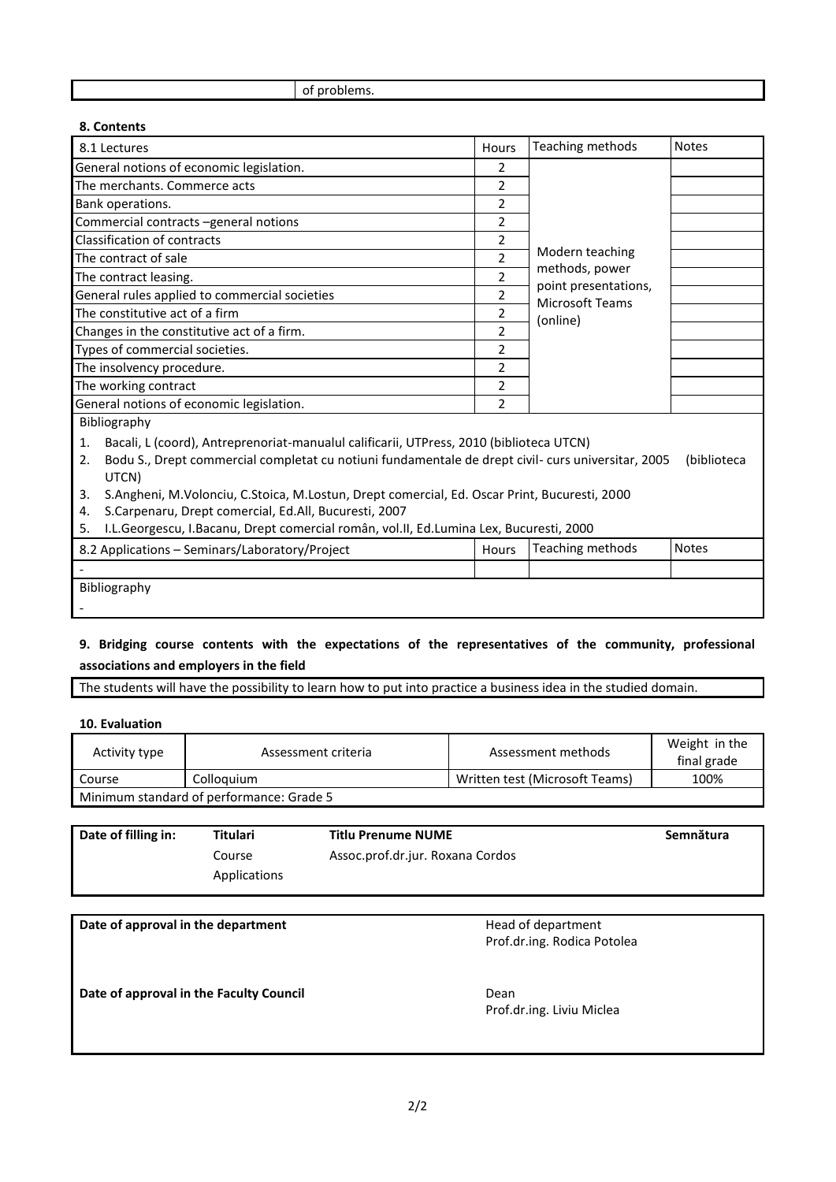| | of problems. |
|---|---|

**8. Contents**

| 8.1 Lectures | Hours | Teaching methods | Notes |
|---|---|---|---|
| General notions of economic legislation. | 2 | Modern teaching methods, power point presentations, Microsoft Teams (online) | |
| The merchants. Commerce acts | 2 | | |
| Bank operations. | 2 | | |
| Commercial contracts –general notions | 2 | | |
| Classification of contracts | 2 | | |
| The contract of sale | 2 | | |
| The contract leasing. | 2 | | |
| General rules applied to commercial societies | 2 | | |
| The constitutive act of a firm | 2 | | |
| Changes in the constitutive act of a firm. | 2 | | |
| Types of commercial societies. | 2 | | |
| The insolvency procedure. | 2 | | |
| The working contract | 2 | | |
| General notions of economic legislation. | 2 | | |

Bibliography

1. Bacali, L (coord), Antreprenoriat-manualul calificarii, UTPress, 2010 (biblioteca UTCN)
2. Bodu S., Drept commercial completat cu notiuni fundamentale de drept civil- curs universitar, 2005 (biblioteca UTCN)
3. S.Angheni, M.Volonciu, C.Stoica, M.Lostun, Drept comercial, Ed. Oscar Print, Bucuresti, 2000
4. S.Carpenaru, Drept comercial, Ed.All, Bucuresti, 2007
5. I.L.Georgescu, I.Bacanu, Drept comercial român, vol.II, Ed.Lumina Lex, Bucuresti, 2000

| 8.2 Applications – Seminars/Laboratory/Project | Hours | Teaching methods | Notes |
|---|---|---|---|
| - | | | |

Bibliography

-

**9. Bridging course contents with the expectations of the representatives of the community, professional associations and employers in the field**

The students will have the possibility to learn how to put into practice a business idea in the studied domain.

**10. Evaluation**

| Activity type | Assessment criteria | Assessment methods | Weight in the final grade |
|---|---|---|---|
| Course | Colloquium | Written test (Microsoft Teams) | 100% |
| Minimum standard of performance: Grade 5 | | | |

| **Date of filling in:** | **Titulari** | **Titlu Prenume NUME** | **Semnătura** |
|---|---|---|---|
| | Course | Assoc.prof.dr.jur. Roxana Cordos | |
| | Applications | | |

| | |
|---|---|
| **Date of approval in the department** | Head of department<br>Prof.dr.ing. Rodica Potolea |
| **Date of approval in the Faculty Council** | Dean<br>Prof.dr.ing. Liviu Miclea |